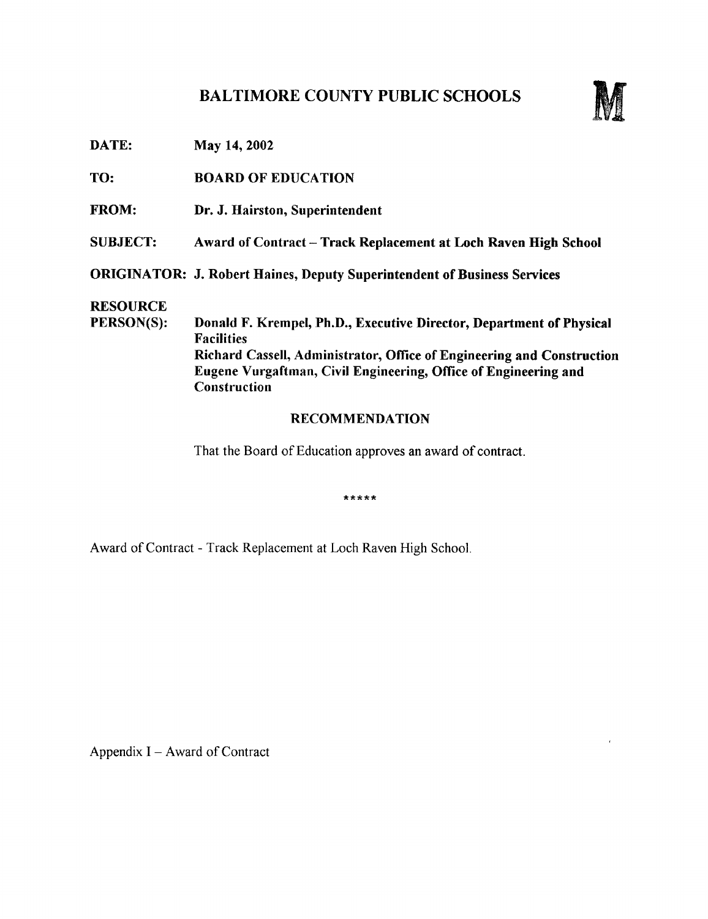# BALTIMORE COUNTY PUBLIC SCHOOLS

**M**

**DATE:** May 14, 2002

**TO:** BOARD OF EDUCATION

**FROM:** Dr. J. Hairston, Superintendent

**SUBJECT:** Award of Contract – Track Replacement at Loch Raven High School

**ORIGINATOR:** J. Robert Haines, Deputy Superintendent of Business Services

**RESOURCE PERSON(S):** Donald F. Krempel, Ph.D., Executive Director, Department of Physical Facilities
Richard Cassell, Administrator, Office of Engineering and Construction
Eugene Vurgaftman, Civil Engineering, Office of Engineering and Construction

## RECOMMENDATION

That the Board of Education approves an award of contract.

*****

Award of Contract - Track Replacement at Loch Raven High School.

Appendix I – Award of Contract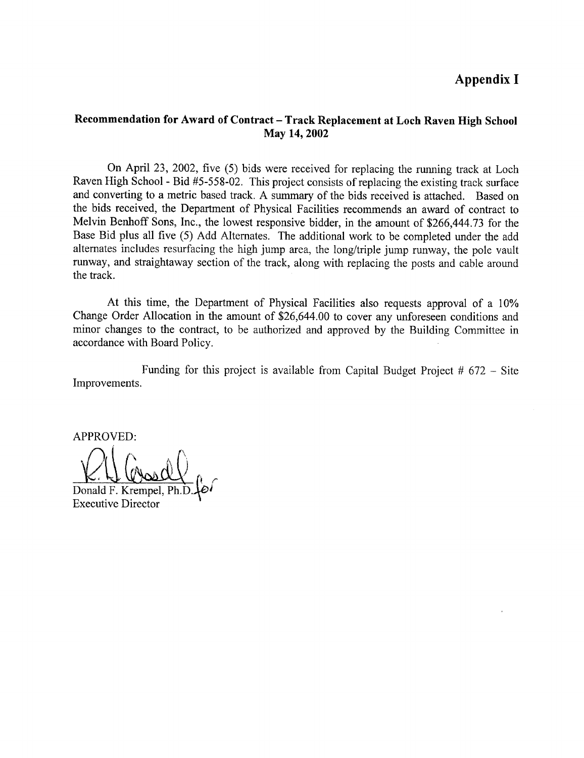# Appendix I

## Recommendation for Award of Contract – Track Replacement at Loch Raven High School
**May 14, 2002**

On April 23, 2002, five (5) bids were received for replacing the running track at Loch Raven High School - Bid #5-558-02. This project consists of replacing the existing track surface and converting to a metric based track. A summary of the bids received is attached. Based on the bids received, the Department of Physical Facilities recommends an award of contract to Melvin Benhoff Sons, Inc., the lowest responsive bidder, in the amount of $266,444.73 for the Base Bid plus all five (5) Add Alternates. The additional work to be completed under the add alternates includes resurfacing the high jump area, the long/triple jump runway, the pole vault runway, and straightaway section of the track, along with replacing the posts and cable around the track.

At this time, the Department of Physical Facilities also requests approval of a 10% Change Order Allocation in the amount of $26,644.00 to cover any unforeseen conditions and minor changes to the contract, to be authorized and approved by the Building Committee in accordance with Board Policy.

Funding for this project is available from Capital Budget Project # 672 – Site Improvements.

APPROVED:

Donald F. Krempel, Ph.D. for
Executive Director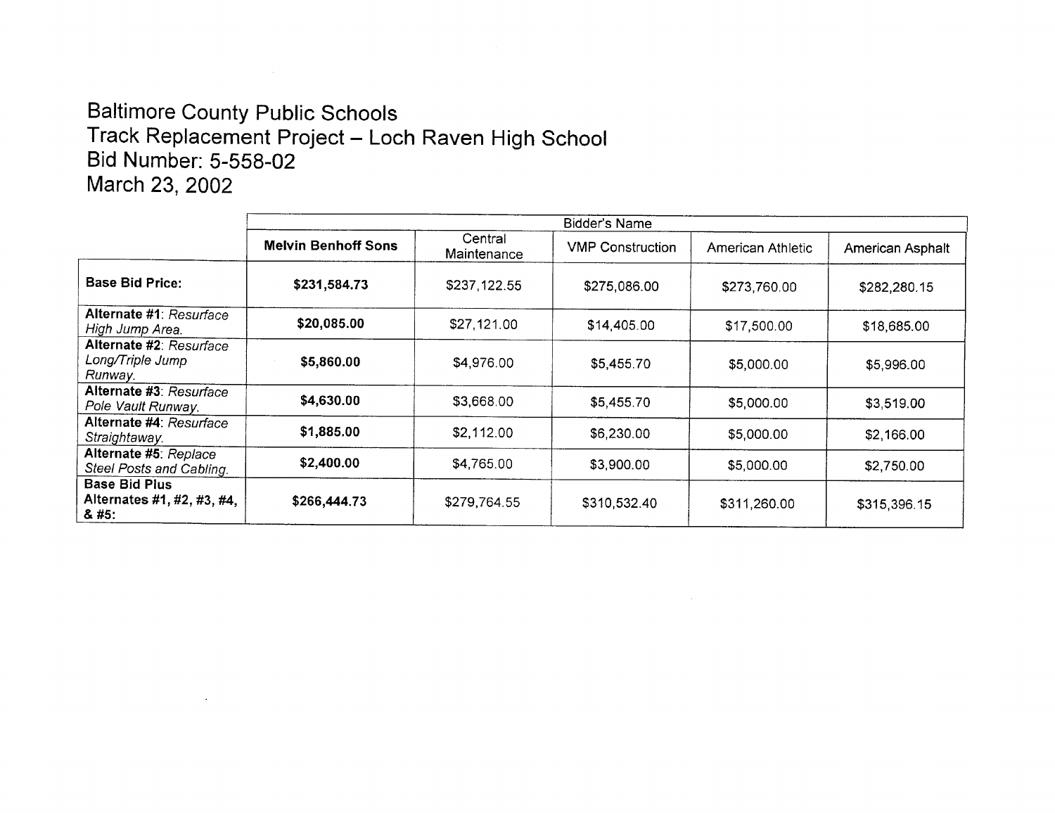# Baltimore County Public Schools
## Track Replacement Project – Loch Raven High School
## Bid Number: 5-558-02
## March 23, 2002

| | Bidder's Name | | | | |
|---|---|---|---|---|---|
| | **Melvin Benhoff Sons** | Central Maintenance | VMP Construction | American Athletic | American Asphalt |
| **Base Bid Price:** | **$231,584.73** | $237,122.55 | $275,086.00 | $273,760.00 | $282,280.15 |
| **Alternate #1**: *Resurface High Jump Area.* | **$20,085.00** | $27,121.00 | $14,405.00 | $17,500.00 | $18,685.00 |
| **Alternate #2**: *Resurface Long/Triple Jump Runway.* | **$5,860.00** | $4,976.00 | $5,455.70 | $5,000.00 | $5,996.00 |
| **Alternate #3**: *Resurface Pole Vault Runway.* | **$4,630.00** | $3,668.00 | $5,455.70 | $5,000.00 | $3,519.00 |
| **Alternate #4**: *Resurface Straightaway.* | **$1,885.00** | $2,112.00 | $6,230.00 | $5,000.00 | $2,166.00 |
| **Alternate #5**: *Replace Steel Posts and Cabling.* | **$2,400.00** | $4,765.00 | $3,900.00 | $5,000.00 | $2,750.00 |
| **Base Bid Plus Alternates #1, #2, #3, #4, & #5:** | **$266,444.73** | $279,764.55 | $310,532.40 | $311,260.00 | $315,396.15 |